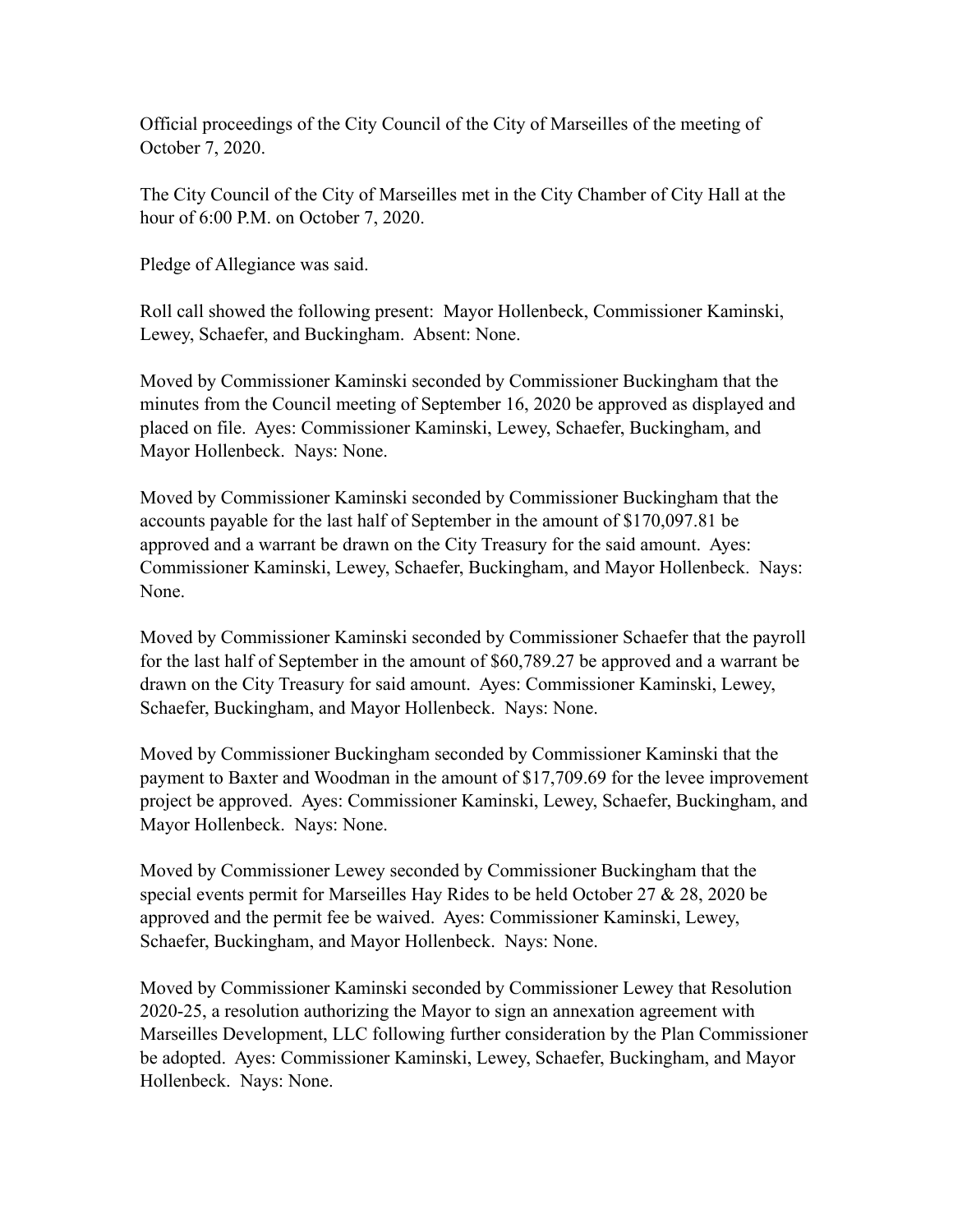Official proceedings of the City Council of the City of Marseilles of the meeting of October 7, 2020.

The City Council of the City of Marseilles met in the City Chamber of City Hall at the hour of 6:00 P.M. on October 7, 2020.

Pledge of Allegiance was said.

Roll call showed the following present: Mayor Hollenbeck, Commissioner Kaminski, Lewey, Schaefer, and Buckingham. Absent: None.

Moved by Commissioner Kaminski seconded by Commissioner Buckingham that the minutes from the Council meeting of September 16, 2020 be approved as displayed and placed on file. Ayes: Commissioner Kaminski, Lewey, Schaefer, Buckingham, and Mayor Hollenbeck. Nays: None.

Moved by Commissioner Kaminski seconded by Commissioner Buckingham that the accounts payable for the last half of September in the amount of $170,097.81 be approved and a warrant be drawn on the City Treasury for the said amount. Ayes: Commissioner Kaminski, Lewey, Schaefer, Buckingham, and Mayor Hollenbeck. Nays: None.

Moved by Commissioner Kaminski seconded by Commissioner Schaefer that the payroll for the last half of September in the amount of $60,789.27 be approved and a warrant be drawn on the City Treasury for said amount. Ayes: Commissioner Kaminski, Lewey, Schaefer, Buckingham, and Mayor Hollenbeck. Nays: None.

Moved by Commissioner Buckingham seconded by Commissioner Kaminski that the payment to Baxter and Woodman in the amount of $17,709.69 for the levee improvement project be approved. Ayes: Commissioner Kaminski, Lewey, Schaefer, Buckingham, and Mayor Hollenbeck. Nays: None.

Moved by Commissioner Lewey seconded by Commissioner Buckingham that the special events permit for Marseilles Hay Rides to be held October 27 & 28, 2020 be approved and the permit fee be waived. Ayes: Commissioner Kaminski, Lewey, Schaefer, Buckingham, and Mayor Hollenbeck. Nays: None.

Moved by Commissioner Kaminski seconded by Commissioner Lewey that Resolution 2020-25, a resolution authorizing the Mayor to sign an annexation agreement with Marseilles Development, LLC following further consideration by the Plan Commissioner be adopted. Ayes: Commissioner Kaminski, Lewey, Schaefer, Buckingham, and Mayor Hollenbeck. Nays: None.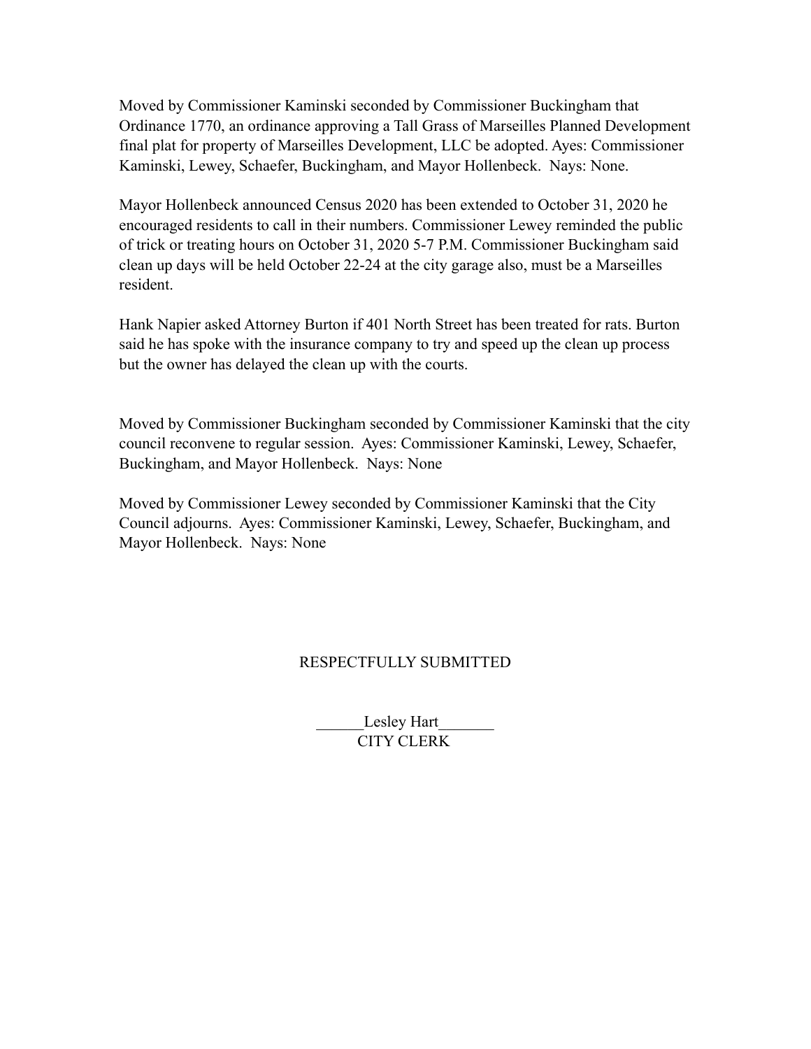Moved by Commissioner Kaminski seconded by Commissioner Buckingham that Ordinance 1770, an ordinance approving a Tall Grass of Marseilles Planned Development final plat for property of Marseilles Development, LLC be adopted. Ayes: Commissioner Kaminski, Lewey, Schaefer, Buckingham, and Mayor Hollenbeck. Nays: None.

Mayor Hollenbeck announced Census 2020 has been extended to October 31, 2020 he encouraged residents to call in their numbers. Commissioner Lewey reminded the public of trick or treating hours on October 31, 2020 5-7 P.M. Commissioner Buckingham said clean up days will be held October 22-24 at the city garage also, must be a Marseilles resident.

Hank Napier asked Attorney Burton if 401 North Street has been treated for rats. Burton said he has spoke with the insurance company to try and speed up the clean up process but the owner has delayed the clean up with the courts.

Moved by Commissioner Buckingham seconded by Commissioner Kaminski that the city council reconvene to regular session. Ayes: Commissioner Kaminski, Lewey, Schaefer, Buckingham, and Mayor Hollenbeck. Nays: None

Moved by Commissioner Lewey seconded by Commissioner Kaminski that the City Council adjourns. Ayes: Commissioner Kaminski, Lewey, Schaefer, Buckingham, and Mayor Hollenbeck. Nays: None

RESPECTFULLY SUBMITTED

______Lesley Hart_______
CITY CLERK